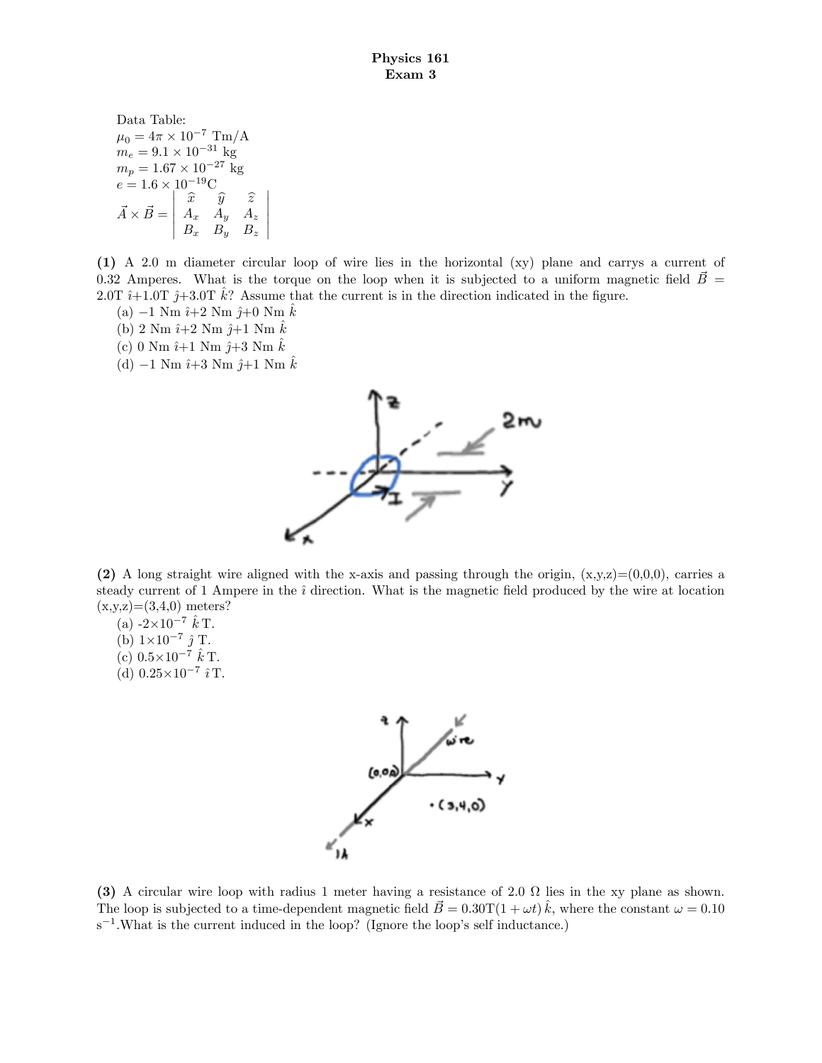**Physics 161**
**Exam 3**

Data Table:

$\mu_0 = 4\pi \times 10^{-7}$ Tm/A

$m_e = 9.1 \times 10^{-31}$ kg

$m_p = 1.67 \times 10^{-27}$ kg

$e = 1.6 \times 10^{-19}$C

$$\vec{A} \times \vec{B} = \begin{vmatrix} \hat{x} & \hat{y} & \hat{z} \\ A_x & A_y & A_z \\ B_x & B_y & B_z \end{vmatrix}$$

**(1)** A 2.0 m diameter circular loop of wire lies in the horizontal (xy) plane and carrys a current of 0.32 Amperes. What is the torque on the loop when it is subjected to a uniform magnetic field $\vec{B} = 2.0\text{T}\ \hat{\imath} + 1.0\text{T}\ \hat{\jmath} + 3.0\text{T}\ \hat{k}$? Assume that the current is in the direction indicated in the figure.

(a) $-1$ Nm $\hat{\imath}$+2 Nm $\hat{\jmath}$+0 Nm $\hat{k}$

(b) 2 Nm $\hat{\imath}$+2 Nm $\hat{\jmath}$+1 Nm $\hat{k}$

(c) 0 Nm $\hat{\imath}$+1 Nm $\hat{\jmath}$+3 Nm $\hat{k}$

(d) $-1$ Nm $\hat{\imath}$+3 Nm $\hat{\jmath}$+1 Nm $\hat{k}$

**(2)** A long straight wire aligned with the x-axis and passing through the origin, (x,y,z)=(0,0,0), carries a steady current of 1 Ampere in the $\hat{\imath}$ direction. What is the magnetic field produced by the wire at location (x,y,z)=(3,4,0) meters?

(a) $-2\times10^{-7}\ \hat{k}$ T.

(b) $1\times10^{-7}\ \hat{\jmath}$ T.

(c) $0.5\times10^{-7}\ \hat{k}$ T.

(d) $0.25\times10^{-7}\ \hat{\imath}$ T.

**(3)** A circular wire loop with radius 1 meter having a resistance of 2.0 $\Omega$ lies in the xy plane as shown. The loop is subjected to a time-dependent magnetic field $\vec{B} = 0.30\text{T}(1 + \omega t)\,\hat{k}$, where the constant $\omega = 0.10$ $\text{s}^{-1}$.What is the current induced in the loop? (Ignore the loop's self inductance.)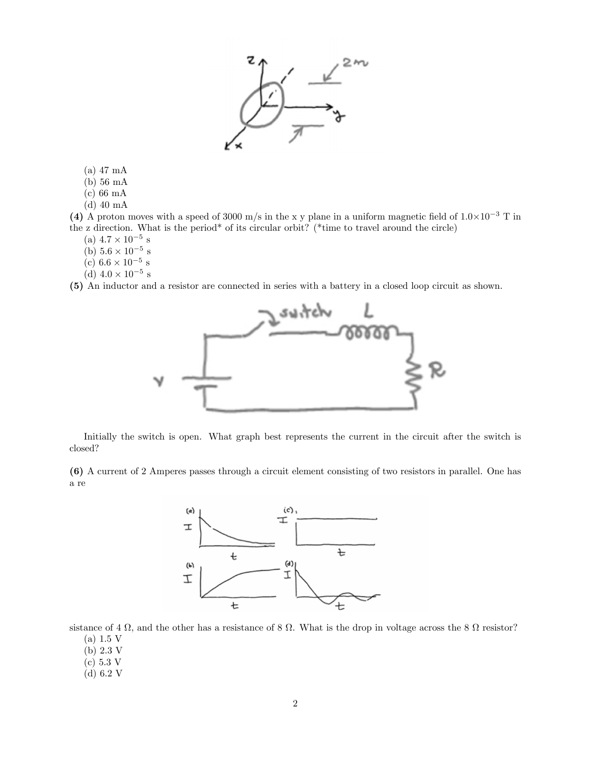(a) 47 mA
(b) 56 mA
(c) 66 mA
(d) 40 mA

**(4)** A proton moves with a speed of 3000 m/s in the x y plane in a uniform magnetic field of $1.0 \times 10^{-3}$ T in the z direction. What is the period* of its circular orbit? (*time to travel around the circle)

(a) $4.7 \times 10^{-5}$ s
(b) $5.6 \times 10^{-5}$ s
(c) $6.6 \times 10^{-5}$ s
(d) $4.0 \times 10^{-5}$ s

**(5)** An inductor and a resistor are connected in series with a battery in a closed loop circuit as shown.

Initially the switch is open. What graph best represents the current in the circuit after the switch is closed?

**(6)** A current of 2 Amperes passes through a circuit element consisting of two resistors in parallel. One has a resistance of 4 Ω, and the other has a resistance of 8 Ω. What is the drop in voltage across the 8 Ω resistor?

(a) 1.5 V
(b) 2.3 V
(c) 5.3 V
(d) 6.2 V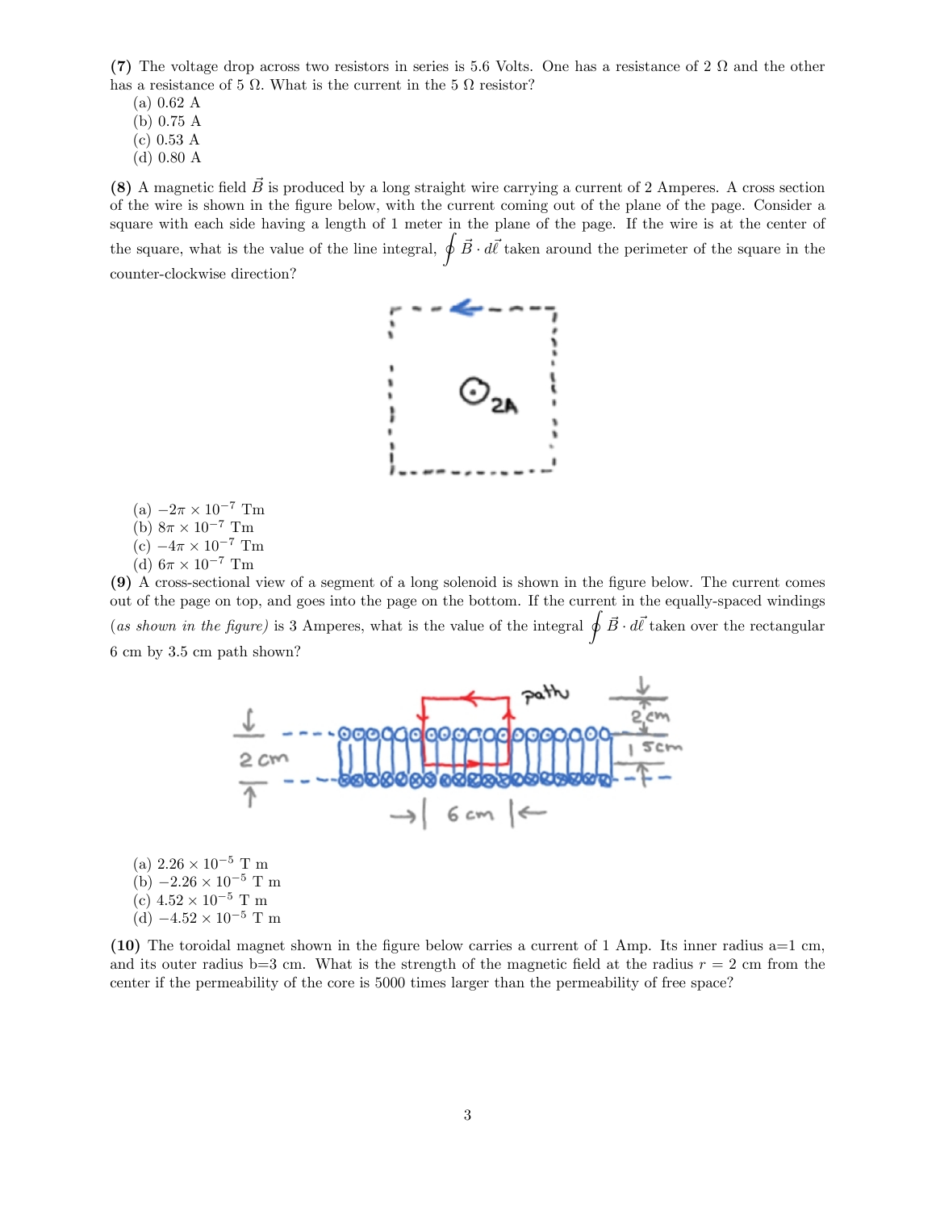**(7)** The voltage drop across two resistors in series is 5.6 Volts. One has a resistance of 2 $\Omega$ and the other has a resistance of 5 $\Omega$. What is the current in the 5 $\Omega$ resistor?

(a) 0.62 A
(b) 0.75 A
(c) 0.53 A
(d) 0.80 A

**(8)** A magnetic field $\vec{B}$ is produced by a long straight wire carrying a current of 2 Amperes. A cross section of the wire is shown in the figure below, with the current coming out of the plane of the page. Consider a square with each side having a length of 1 meter in the plane of the page. If the wire is at the center of the square, what is the value of the line integral, $\oint \vec{B} \cdot d\vec{\ell}$ taken around the perimeter of the square in the counter-clockwise direction?

(a) $-2\pi \times 10^{-7}$ Tm
(b) $8\pi \times 10^{-7}$ Tm
(c) $-4\pi \times 10^{-7}$ Tm
(d) $6\pi \times 10^{-7}$ Tm

**(9)** A cross-sectional view of a segment of a long solenoid is shown in the figure below. The current comes out of the page on top, and goes into the page on the bottom. If the current in the equally-spaced windings *(as shown in the figure)* is 3 Amperes, what is the value of the integral $\oint \vec{B} \cdot d\vec{\ell}$ taken over the rectangular 6 cm by 3.5 cm path shown?

(a) $2.26 \times 10^{-5}$ T m
(b) $-2.26 \times 10^{-5}$ T m
(c) $4.52 \times 10^{-5}$ T m
(d) $-4.52 \times 10^{-5}$ T m

**(10)** The toroidal magnet shown in the figure below carries a current of 1 Amp. Its inner radius a=1 cm, and its outer radius b=3 cm. What is the strength of the magnetic field at the radius $r = 2$ cm from the center if the permeability of the core is 5000 times larger than the permeability of free space?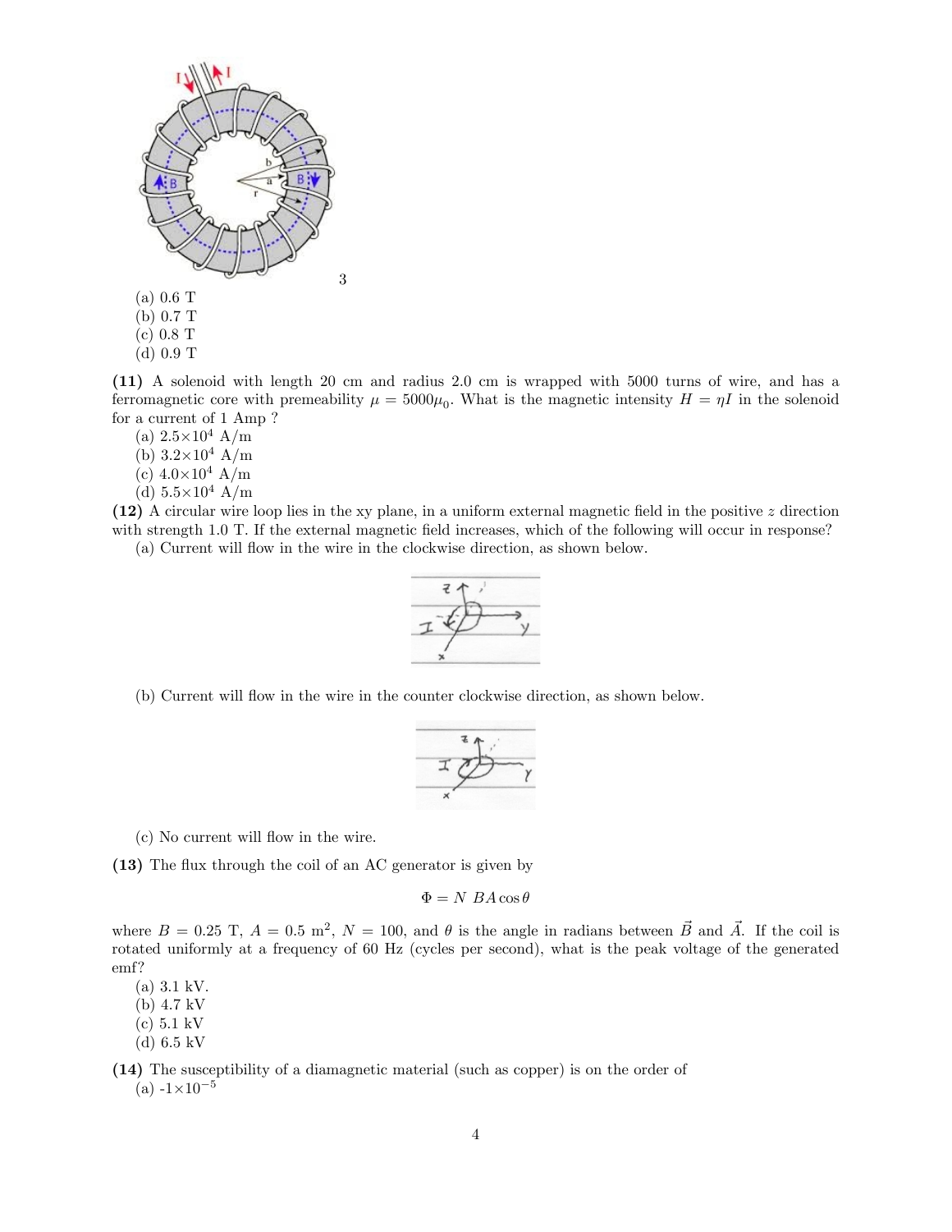(a) 0.6 T
(b) 0.7 T
(c) 0.8 T
(d) 0.9 T

**(11)** A solenoid with length 20 cm and radius 2.0 cm is wrapped with 5000 turns of wire, and has a ferromagnetic core with premeability $\mu = 5000\mu_0$. What is the magnetic intensity $H = \eta I$ in the solenoid for a current of 1 Amp ?

(a) $2.5{\times}10^4$ A/m
(b) $3.2{\times}10^4$ A/m
(c) $4.0{\times}10^4$ A/m
(d) $5.5{\times}10^4$ A/m

**(12)** A circular wire loop lies in the xy plane, in a uniform external magnetic field in the positive $z$ direction with strength 1.0 T. If the external magnetic field increases, which of the following will occur in response?

(a) Current will flow in the wire in the clockwise direction, as shown below.

(b) Current will flow in the wire in the counter clockwise direction, as shown below.

(c) No current will flow in the wire.

**(13)** The flux through the coil of an AC generator is given by

$$\Phi = N\ BA\cos\theta$$

where $B = 0.25$ T, $A = 0.5$ m$^2$, $N = 100$, and $\theta$ is the angle in radians between $\vec{B}$ and $\vec{A}$. If the coil is rotated uniformly at a frequency of 60 Hz (cycles per second), what is the peak voltage of the generated emf?

(a) 3.1 kV.
(b) 4.7 kV
(c) 5.1 kV
(d) 6.5 kV

**(14)** The susceptibility of a diamagnetic material (such as copper) is on the order of

(a) $-1{\times}10^{-5}$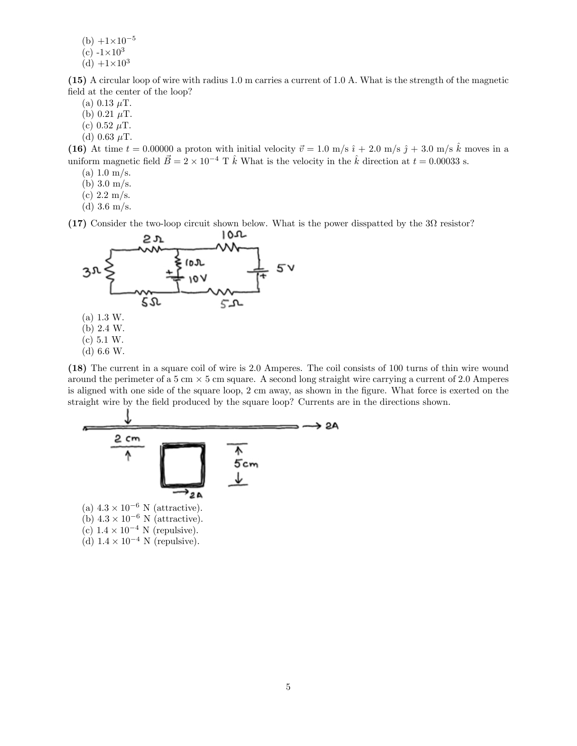(b) +1×10$^{-5}$
(c) -1×10$^{3}$
(d) +1×10$^{3}$

**(15)** A circular loop of wire with radius 1.0 m carries a current of 1.0 A. What is the strength of the magnetic field at the center of the loop?

(a) 0.13 $\mu$T.
(b) 0.21 $\mu$T.
(c) 0.52 $\mu$T.
(d) 0.63 $\mu$T.

**(16)** At time $t = 0.00000$ a proton with initial velocity $\vec{v} = 1.0$ m/s $\hat{\imath}$ + 2.0 m/s $\hat{\jmath}$ + 3.0 m/s $\hat{k}$ moves in a uniform magnetic field $\vec{B} = 2 \times 10^{-4}$ T $\hat{k}$ What is the velocity in the $\hat{k}$ direction at $t = 0.00033$ s.

(a) 1.0 m/s.
(b) 3.0 m/s.
(c) 2.2 m/s.
(d) 3.6 m/s.

**(17)** Consider the two-loop circuit shown below. What is the power disspatted by the 3Ω resistor?

2Ω
10Ω
3Ω
10Ω
10V
5V
5Ω
5Ω

(a) 1.3 W.
(b) 2.4 W.
(c) 5.1 W.
(d) 6.6 W.

**(18)** The current in a square coil of wire is 2.0 Amperes. The coil consists of 100 turns of thin wire wound around the perimeter of a 5 cm × 5 cm square. A second long straight wire carrying a current of 2.0 Amperes is aligned with one side of the square loop, 2 cm away, as shown in the figure. What force is exerted on the straight wire by the field produced by the square loop? Currents are in the directions shown.

2A
2 cm
5cm
2A

(a) 4.3 × 10$^{-6}$ N (attractive).
(b) 4.3 × 10$^{-6}$ N (attractive).
(c) 1.4 × 10$^{-4}$ N (repulsive).
(d) 1.4 × 10$^{-4}$ N (repulsive).